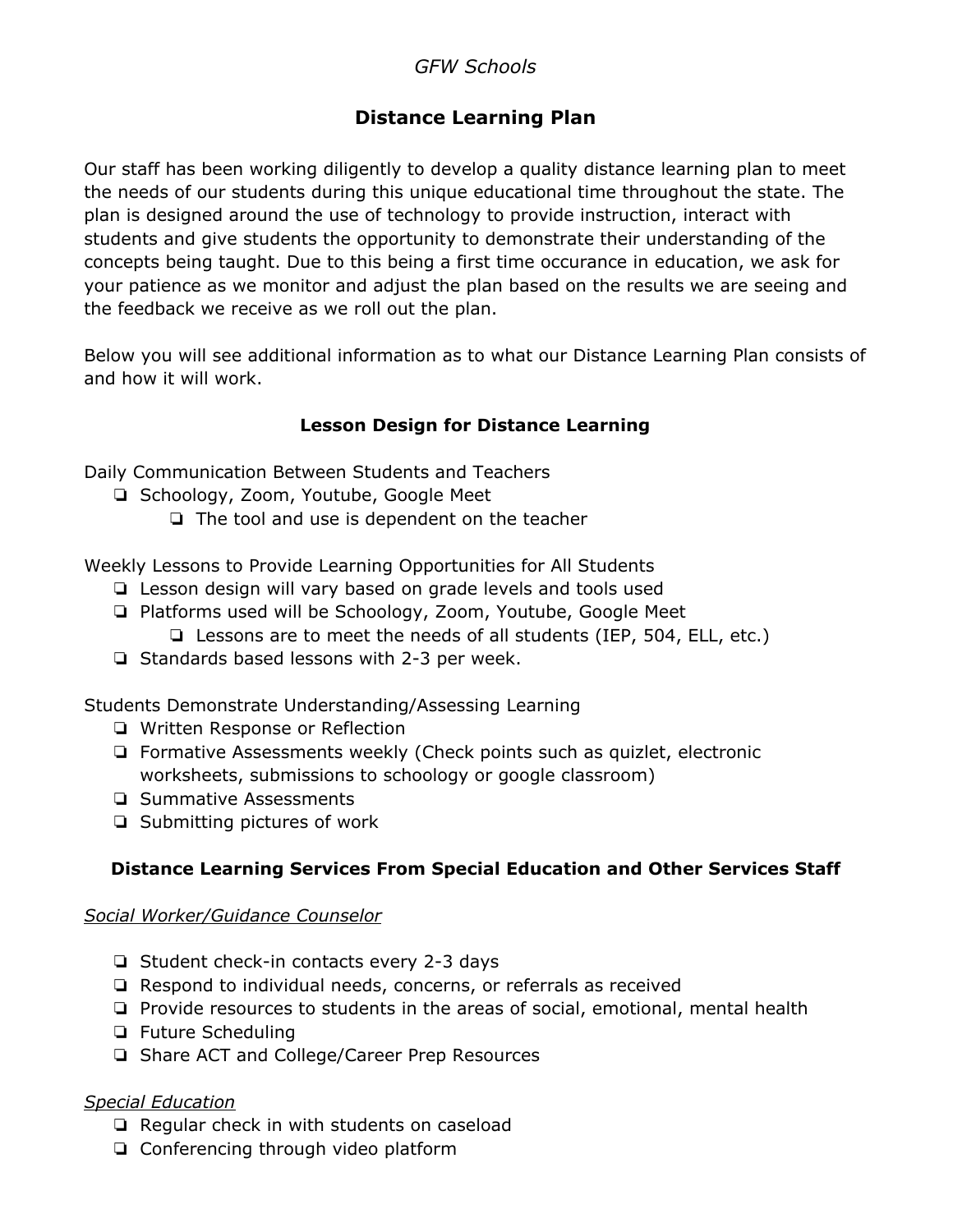*GFW Schools*

# Distance Learning Plan

Our staff has been working diligently to develop a quality distance learning plan to meet the needs of our students during this unique educational time throughout the state. The plan is designed around the use of technology to provide instruction, interact with students and give students the opportunity to demonstrate their understanding of the concepts being taught. Due to this being a first time occurance in education, we ask for your patience as we monitor and adjust the plan based on the results we are seeing and the feedback we receive as we roll out the plan.

Below you will see additional information as to what our Distance Learning Plan consists of and how it will work.

## Lesson Design for Distance Learning

Daily Communication Between Students and Teachers

- Schoology, Zoom, Youtube, Google Meet
    - The tool and use is dependent on the teacher

Weekly Lessons to Provide Learning Opportunities for All Students

- Lesson design will vary based on grade levels and tools used
- Platforms used will be Schoology, Zoom, Youtube, Google Meet
    - Lessons are to meet the needs of all students (IEP, 504, ELL, etc.)
- Standards based lessons with 2-3 per week.

Students Demonstrate Understanding/Assessing Learning

- Written Response or Reflection
- Formative Assessments weekly (Check points such as quizlet, electronic worksheets, submissions to schoology or google classroom)
- Summative Assessments
- Submitting pictures of work

## Distance Learning Services From Special Education and Other Services Staff

*Social Worker/Guidance Counselor*

- Student check-in contacts every 2-3 days
- Respond to individual needs, concerns, or referrals as received
- Provide resources to students in the areas of social, emotional, mental health
- Future Scheduling
- Share ACT and College/Career Prep Resources

*Special Education*

- Regular check in with students on caseload
- Conferencing through video platform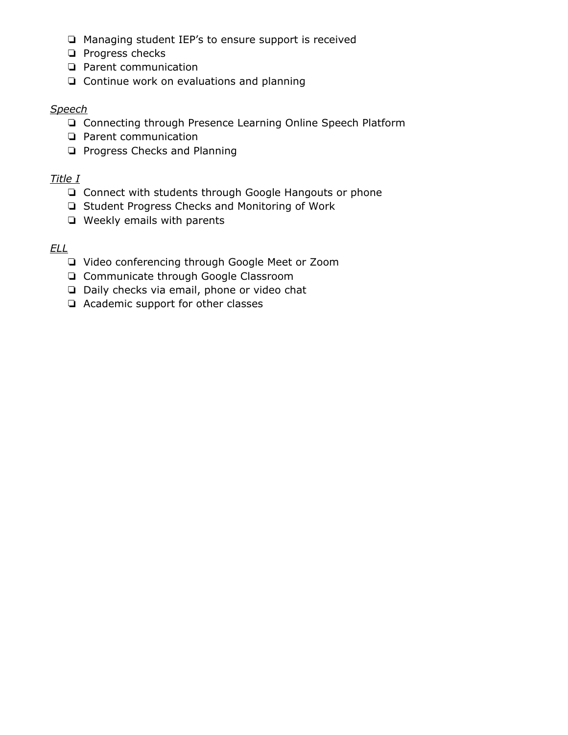- ❏ Managing student IEP's to ensure support is received
- ❏ Progress checks
- ❏ Parent communication
- ❏ Continue work on evaluations and planning

*Speech*

- ❏ Connecting through Presence Learning Online Speech Platform
- ❏ Parent communication
- ❏ Progress Checks and Planning

*Title I*

- ❏ Connect with students through Google Hangouts or phone
- ❏ Student Progress Checks and Monitoring of Work
- ❏ Weekly emails with parents

*ELL*

- ❏ Video conferencing through Google Meet or Zoom
- ❏ Communicate through Google Classroom
- ❏ Daily checks via email, phone or video chat
- ❏ Academic support for other classes